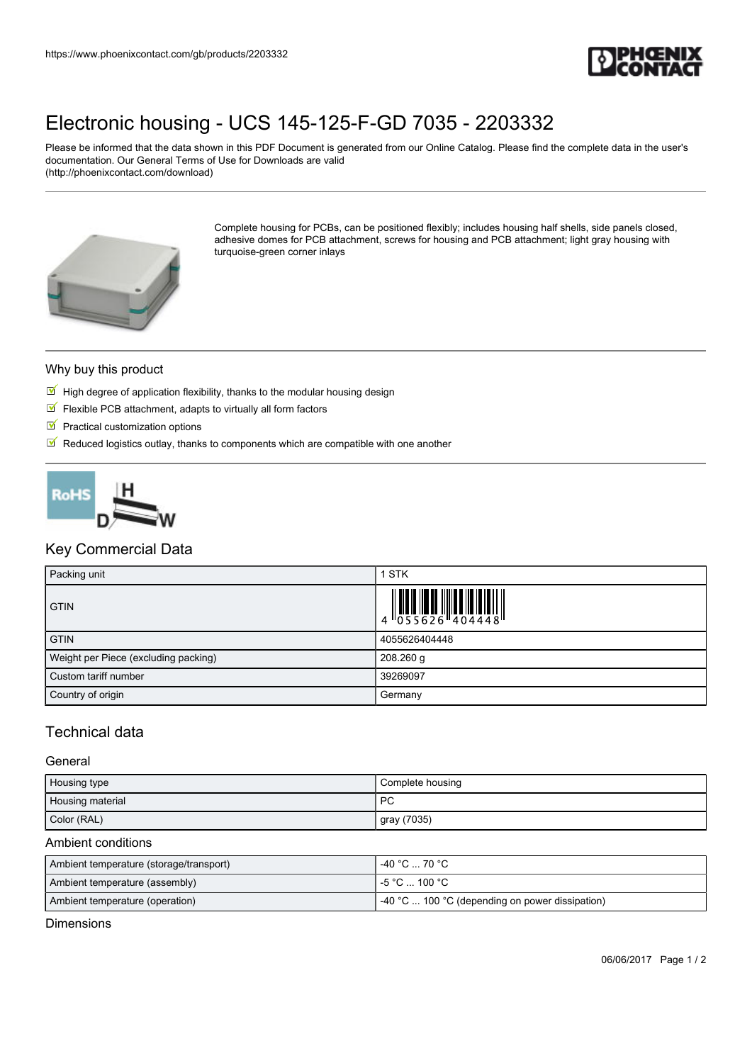https://www.phoenixcontact.com/gb/products/2203332

# Electronic housing - UCS 145-125-F-GD 7035 - 2203332

Please be informed that the data shown in this PDF Document is generated from our Online Catalog. Please find the complete data in the user's documentation. Our General Terms of Use for Downloads are valid (http://phoenixcontact.com/download)

Complete housing for PCBs, can be positioned flexibly; includes housing half shells, side panels closed, adhesive domes for PCB attachment, screws for housing and PCB attachment; light gray housing with turquoise-green corner inlays

## Why buy this product

- High degree of application flexibility, thanks to the modular housing design
- Flexible PCB attachment, adapts to virtually all form factors
- Practical customization options
- Reduced logistics outlay, thanks to components which are compatible with one another

## Key Commercial Data

| | |
|---|---|
| Packing unit | 1 STK |
| GTIN | 4 055626 404448 |
| GTIN | 4055626404448 |
| Weight per Piece (excluding packing) | 208.260 g |
| Custom tariff number | 39269097 |
| Country of origin | Germany |

## Technical data

### General

| | |
|---|---|
| Housing type | Complete housing |
| Housing material | PC |
| Color (RAL) | gray (7035) |

### Ambient conditions

| | |
|---|---|
| Ambient temperature (storage/transport) | -40 °C ... 70 °C |
| Ambient temperature (assembly) | -5 °C ... 100 °C |
| Ambient temperature (operation) | -40 °C ... 100 °C (depending on power dissipation) |

### Dimensions

06/06/2017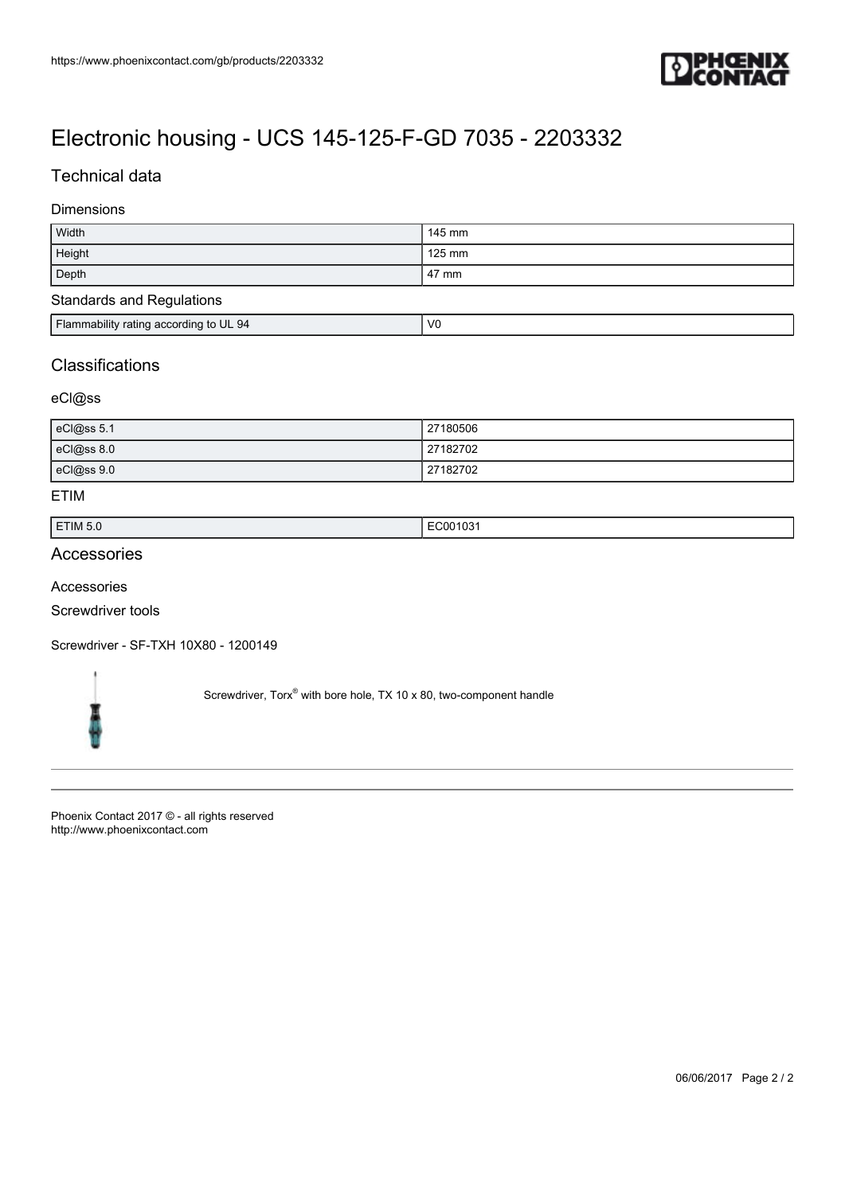# Electronic housing - UCS 145-125-F-GD 7035 - 2203332

## Technical data

### Dimensions

| | |
|---|---|
| Width | 145 mm |
| Height | 125 mm |
| Depth | 47 mm |

### Standards and Regulations

| | |
|---|---|
| Flammability rating according to UL 94 | V0 |

## Classifications

### eCl@ss

| | |
|---|---|
| eCl@ss 5.1 | 27180506 |
| eCl@ss 8.0 | 27182702 |
| eCl@ss 9.0 | 27182702 |

### ETIM

| | |
|---|---|
| ETIM 5.0 | EC001031 |

## Accessories

Accessories

Screwdriver tools

Screwdriver - SF-TXH 10X80 - 1200149

Screwdriver, Torx® with bore hole, TX 10 x 80, two-component handle

Phoenix Contact 2017 © - all rights reserved
http://www.phoenixcontact.com